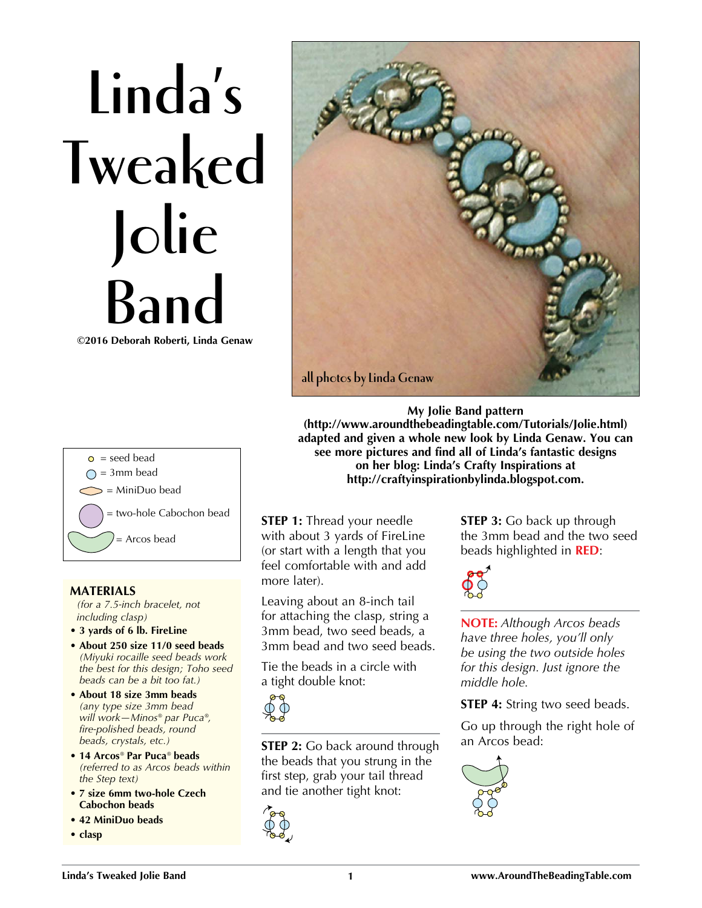# Linda's Tweaked Jolie Band

**©2016 Deborah Roberti, Linda Genaw**

all photos by Linda Genaw

**My Jolie Band pattern (http://www.aroundthebeadingtable.com/Tutorials/Jolie.html) adapted and given a whole new look by Linda Genaw. You can see more pictures and find all of Linda's fantastic designs on her blog: Linda's Crafty Inspirations at http://craftyinspirationbylinda.blogspot.com.**

- = seed bead
- = 3mm bead
- = MiniDuo bead
- = two-hole Cabochon bead
- = Arcos bead

## MATERIALS

*(for a 7.5-inch bracelet, not including clasp)*

- **3 yards of 6 lb. FireLine**
- **About 250 size 11/0 seed beads** *(Miyuki rocaille seed beads work the best for this design; Toho seed beads can be a bit too fat.)*
- **About 18 size 3mm beads** *(any type size 3mm bead will work—Minos® par Puca®, fire-polished beads, round beads, crystals, etc.)*
- **14 Arcos® Par Puca® beads** *(referred to as Arcos beads within the Step text)*
- **7 size 6mm two-hole Czech Cabochon beads**
- **42 MiniDuo beads**
- **clasp**

**STEP 1:** Thread your needle with about 3 yards of FireLine (or start with a length that you feel comfortable with and add more later).

Leaving about an 8-inch tail for attaching the clasp, string a 3mm bead, two seed beads, a 3mm bead and two seed beads.

Tie the beads in a circle with a tight double knot:

**STEP 2:** Go back around through the beads that you strung in the first step, grab your tail thread and tie another tight knot:

**STEP 3:** Go back up through the 3mm bead and the two seed beads highlighted in **RED**:

**NOTE:** *Although Arcos beads have three holes, you'll only be using the two outside holes for this design. Just ignore the middle hole.*

**STEP 4:** String two seed beads.

Go up through the right hole of an Arcos bead: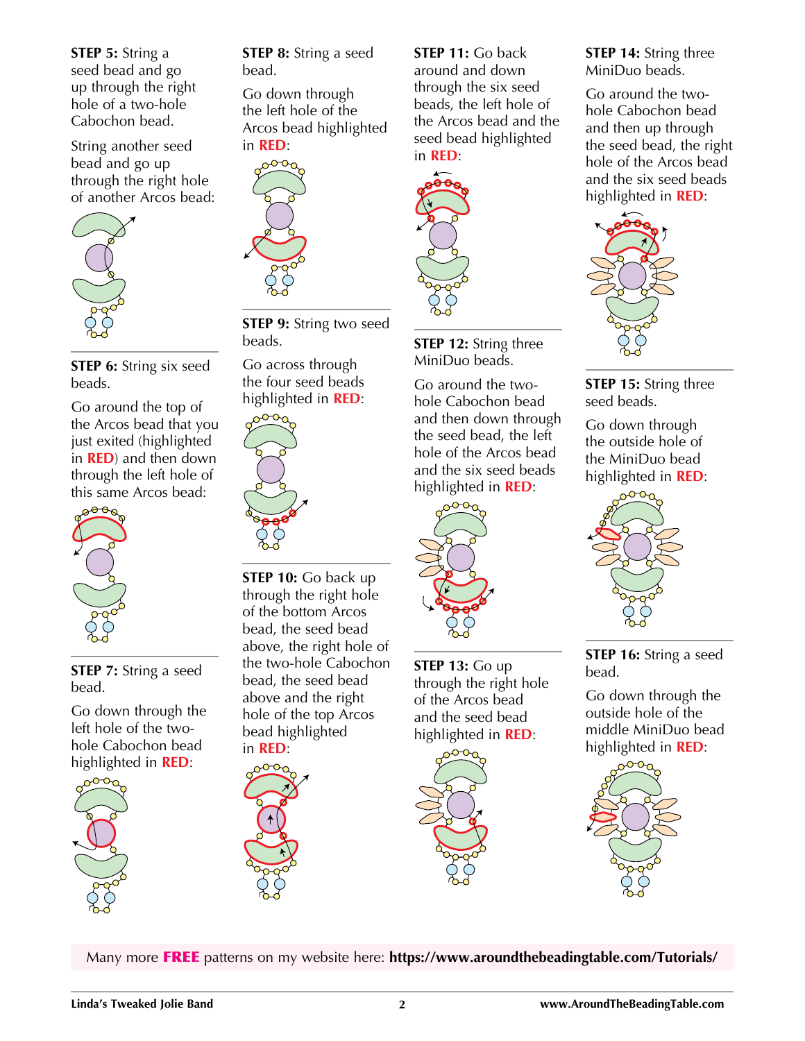**STEP 5:** String a seed bead and go up through the right hole of a two-hole Cabochon bead.

String another seed bead and go up through the right hole of another Arcos bead:

**STEP 6:** String six seed beads.

Go around the top of the Arcos bead that you just exited (highlighted in **RED**) and then down through the left hole of this same Arcos bead:

**STEP 7:** String a seed bead.

Go down through the left hole of the two-hole Cabochon bead highlighted in **RED**:

**STEP 8:** String a seed bead.

Go down through the left hole of the Arcos bead highlighted in **RED**:

**STEP 9:** String two seed beads.

Go across through the four seed beads highlighted in **RED**:

**STEP 10:** Go back up through the right hole of the bottom Arcos bead, the seed bead above, the right hole of the two-hole Cabochon bead, the seed bead above and the right hole of the top Arcos bead highlighted in **RED**:

**STEP 11:** Go back around and down through the six seed beads, the left hole of the Arcos bead and the seed bead highlighted in **RED**:

**STEP 12:** String three MiniDuo beads.

Go around the two-hole Cabochon bead and then down through the seed bead, the left hole of the Arcos bead and the six seed beads highlighted in **RED**:

**STEP 13:** Go up through the right hole of the Arcos bead and the seed bead highlighted in **RED**:

**STEP 14:** String three MiniDuo beads.

Go around the two-hole Cabochon bead and then up through the seed bead, the right hole of the Arcos bead and the six seed beads highlighted in **RED**:

**STEP 15:** String three seed beads.

Go down through the outside hole of the MiniDuo bead highlighted in **RED**:

**STEP 16:** String a seed bead.

Go down through the outside hole of the middle MiniDuo bead highlighted in **RED**:

Many more **FREE** patterns on my website here: **https://www.aroundthebeadingtable.com/Tutorials/**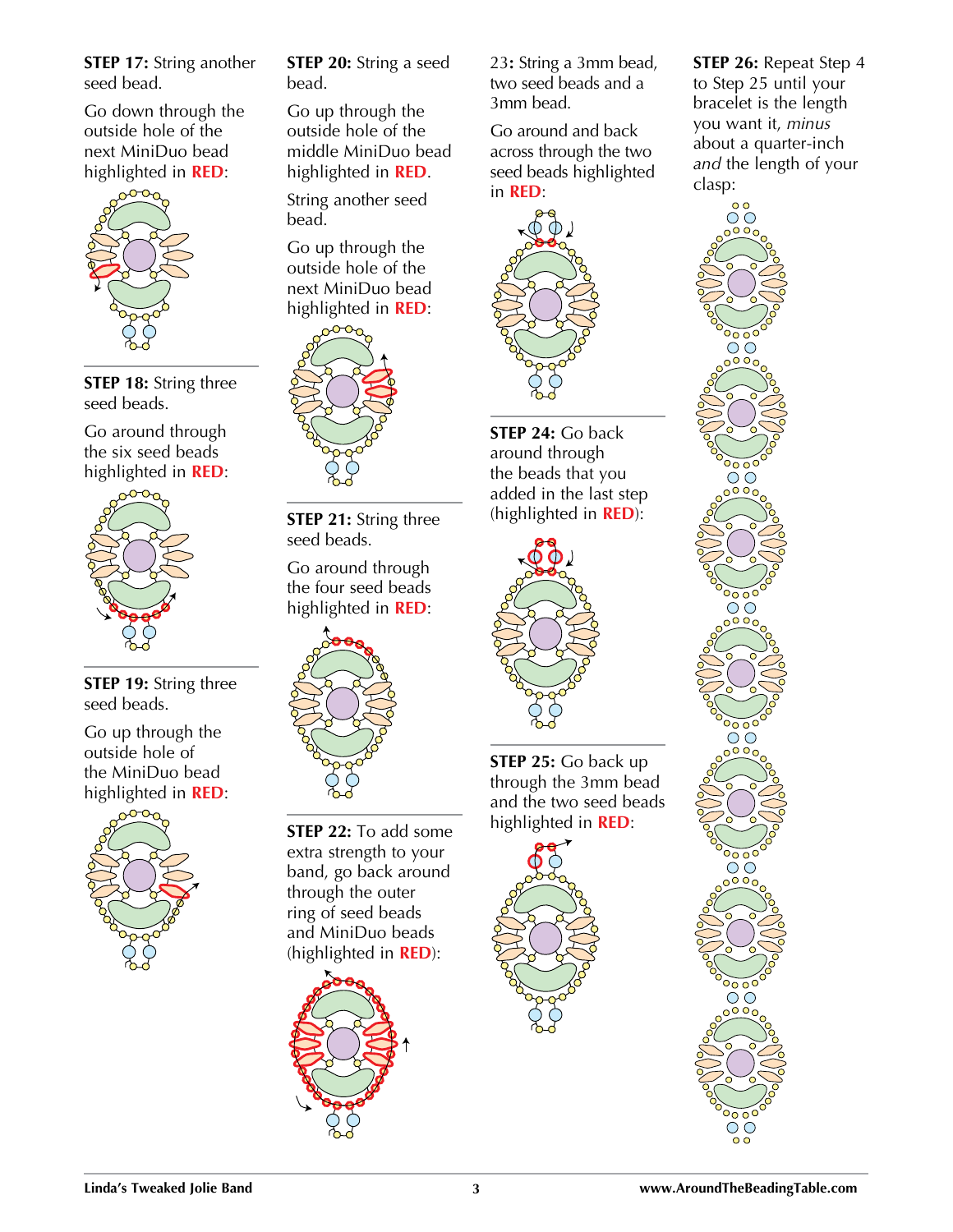**STEP 17:** String another seed bead.

Go down through the outside hole of the next MiniDuo bead highlighted in **RED**:

**STEP 18:** String three seed beads.

Go around through the six seed beads highlighted in **RED**:

**STEP 19:** String three seed beads.

Go up through the outside hole of the MiniDuo bead highlighted in **RED**:

**STEP 20:** String a seed bead.

Go up through the outside hole of the middle MiniDuo bead highlighted in **RED**.

String another seed bead.

Go up through the outside hole of the next MiniDuo bead highlighted in **RED**:

**STEP 21:** String three seed beads.

Go around through the four seed beads highlighted in **RED**:

**STEP 22:** To add some extra strength to your band, go back around through the outer ring of seed beads and MiniDuo beads (highlighted in **RED**):

23**:** String a 3mm bead, two seed beads and a 3mm bead.

Go around and back across through the two seed beads highlighted in **RED**:

**STEP 24:** Go back around through the beads that you added in the last step (highlighted in **RED**):

**STEP 25:** Go back up through the 3mm bead and the two seed beads highlighted in **RED**:

**STEP 26:** Repeat Step 4 to Step 25 until your bracelet is the length you want it, *minus* about a quarter-inch *and* the length of your clasp: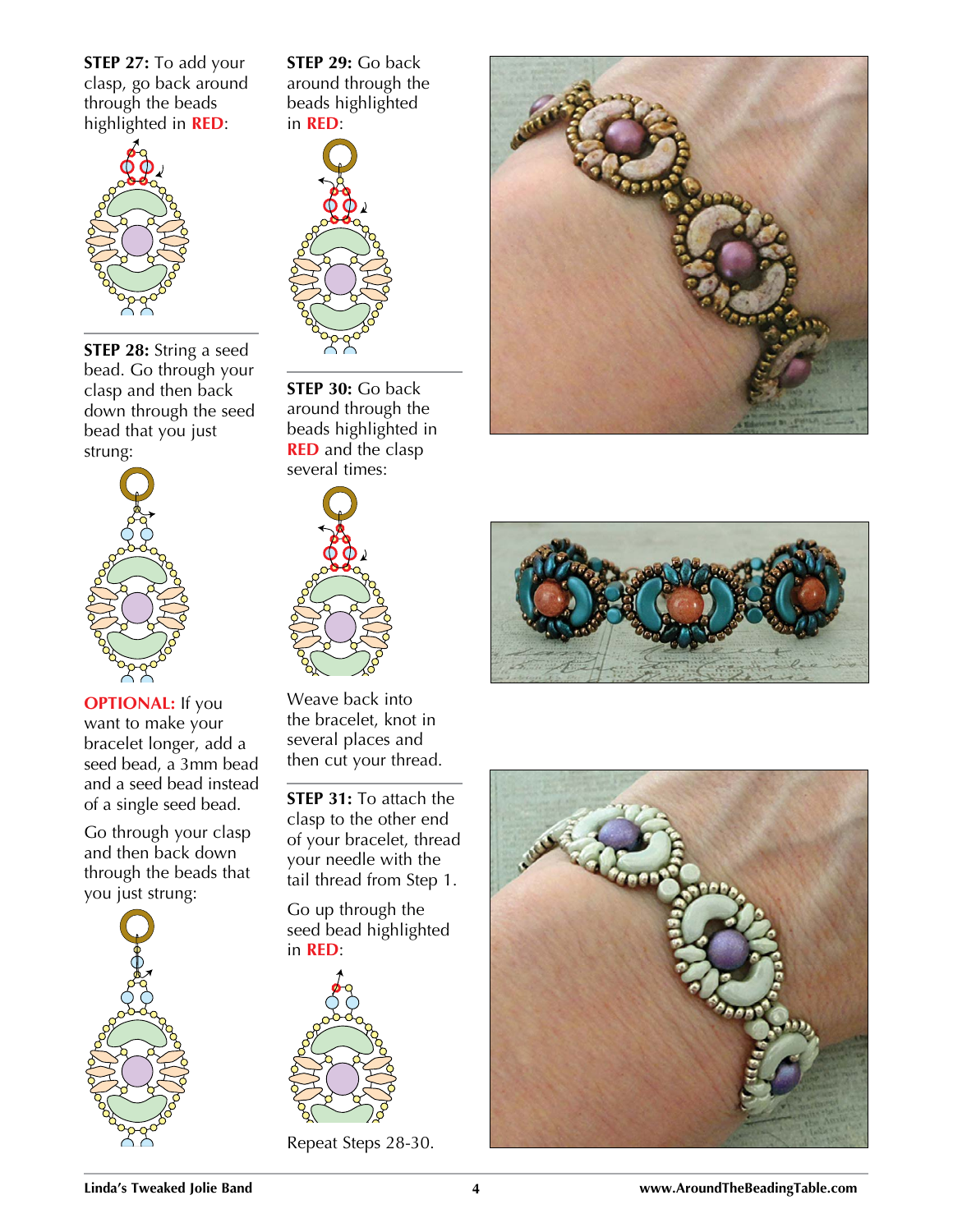**STEP 27:** To add your clasp, go back around through the beads highlighted in **RED**:

**STEP 28:** String a seed bead. Go through your clasp and then back down through the seed bead that you just strung:

**OPTIONAL:** If you want to make your bracelet longer, add a seed bead, a 3mm bead and a seed bead instead of a single seed bead.

Go through your clasp and then back down through the beads that you just strung:

**STEP 29:** Go back around through the beads highlighted in **RED**:

**STEP 30:** Go back around through the beads highlighted in **RED** and the clasp several times:

Weave back into the bracelet, knot in several places and then cut your thread.

**STEP 31:** To attach the clasp to the other end of your bracelet, thread your needle with the tail thread from Step 1.

Go up through the seed bead highlighted in **RED**:

Repeat Steps 28-30.